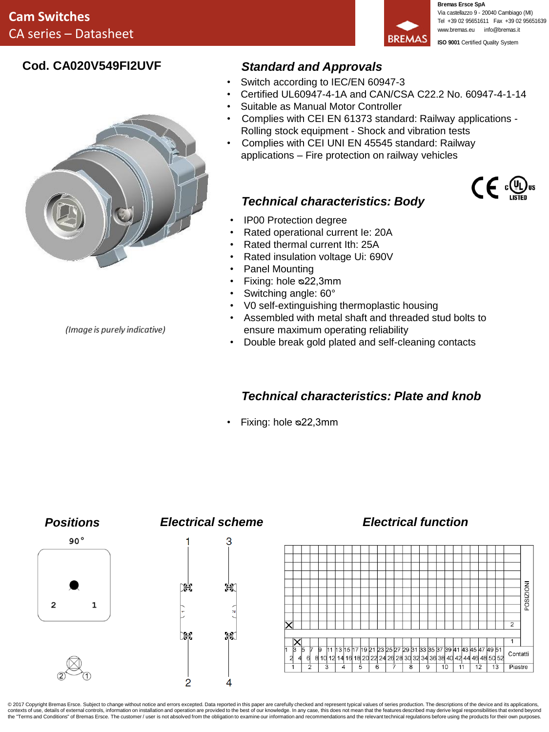# Cam Switches
CA series – Datasheet

Bremas Ersce SpA
Via castellazzo 9 - 20040 Cambiago (MI)
Tel +39 02 95651611 Fax +39 02 95651639
www.bremas.eu info@bremas.it
**ISO 9001** Certified Quality System

## Cod. CA020V549FI2UVF

*(Image is purely indicative)*

## *Standard and Approvals*

- Switch according to IEC/EN 60947-3
- Certified UL60947-4-1A and CAN/CSA C22.2 No. 60947-4-1-14
- Suitable as Manual Motor Controller
- Complies with CEI EN 61373 standard: Railway applications - Rolling stock equipment - Shock and vibration tests
- Complies with CEI UNI EN 45545 standard: Railway applications – Fire protection on railway vehicles

## *Technical characteristics: Body*

- IP00 Protection degree
- Rated operational current Ie: 20A
- Rated thermal current Ith: 25A
- Rated insulation voltage Ui: 690V
- Panel Mounting
- Fixing: hole ⌀22,3mm
- Switching angle: 60°
- V0 self-extinguishing thermoplastic housing
- Assembled with metal shaft and threaded stud bolts to ensure maximum operating reliability
- Double break gold plated and self-cleaning contacts

## *Technical characteristics: Plate and knob*

- Fixing: hole ⌀22,3mm

## *Positions*

90°

2 1

## *Electrical scheme*

1 3

2 4

## *Electrical function*

| 1-2 | 3-4 | 5-6 | 7-8 | 9-10 | 11-12 | 13-14 | 15-16 | 17-18 | 19-20 | 21-22 | 23-24 | 25-26 | 27-28 | 29-30 | 31-32 | 33-34 | 35-36 | 37-38 | 39-40 | 41-42 | 43-44 | 45-46 | 47-48 | 49-50 | 51-52 | POSIZIONI |
|---|---|---|---|---|---|---|---|---|---|---|---|---|---|---|---|---|---|---|---|---|---|---|---|---|---|---|
| X | | | | | | | | | | | | | | | | | | | | | | | | | | 2 |
| | X | | | | | | | | | | | | | | | | | | | | | | | | | 1 |
| 1 | | 2 | | 3 | | 4 | | 5 | | 6 | | 7 | | 8 | | 9 | | 10 | | 11 | | 12 | | 13 | | Piastre |

© 2017 Copyright Bremas Ersce. Subject to change without notice and errors excepted. Data reported in this paper are carefully checked and represent typical values of series production. The descriptions of the device and its applications, contexts of use, details of external controls, information on installation and operation are provided to the best of our knowledge. In any case, this does not mean that the features described may derive legal responsibilities that extend beyond the "Terms and Conditions" of Bremas Ersce. The customer / user is not absolved from the obligation to examine our information and recommendations and the relevant technical regulations before using the products for their own purposes.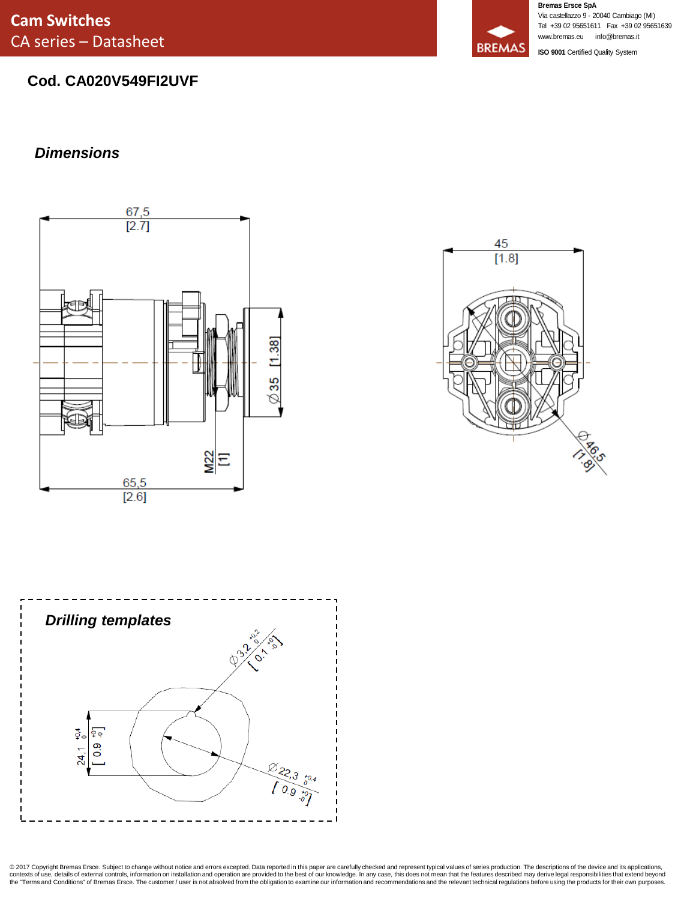**Cod. CA020V549FI2UVF**

## *Dimensions*

67,5
[2.7]

45
[1.8]

∅ 35 [1.38]

M22
[1]

65,5
[2.6]

∅ 46,5
[1.8]

## *Drilling templates*

∅ 3,2 $^{+0.2}_{0}$
[ 0.1 $^{+0}_{-0}$ ]

24,1 $^{+0.4}_{0}$
[ 0.9 $^{+0}_{-0}$ ]

∅ 22,3 $^{+0.4}_{0}$
[ 0.9 $^{+0}_{-0}$ ]

© 2017 Copyright Bremas Ersce. Subject to change without notice and errors excepted. Data reported in this paper are carefully checked and represent typical values of series production. The descriptions of the device and its applications, contexts of use, details of external controls, information on installation and operation are provided to the best of our knowledge. In any case, this does not mean that the features described may derive legal responsibilities that extend beyond the "Terms and Conditions" of Bremas Ersce. The customer / user is not absolved from the obligation to examine our information and recommendations and the relevant technical regulations before using the products for their own purposes.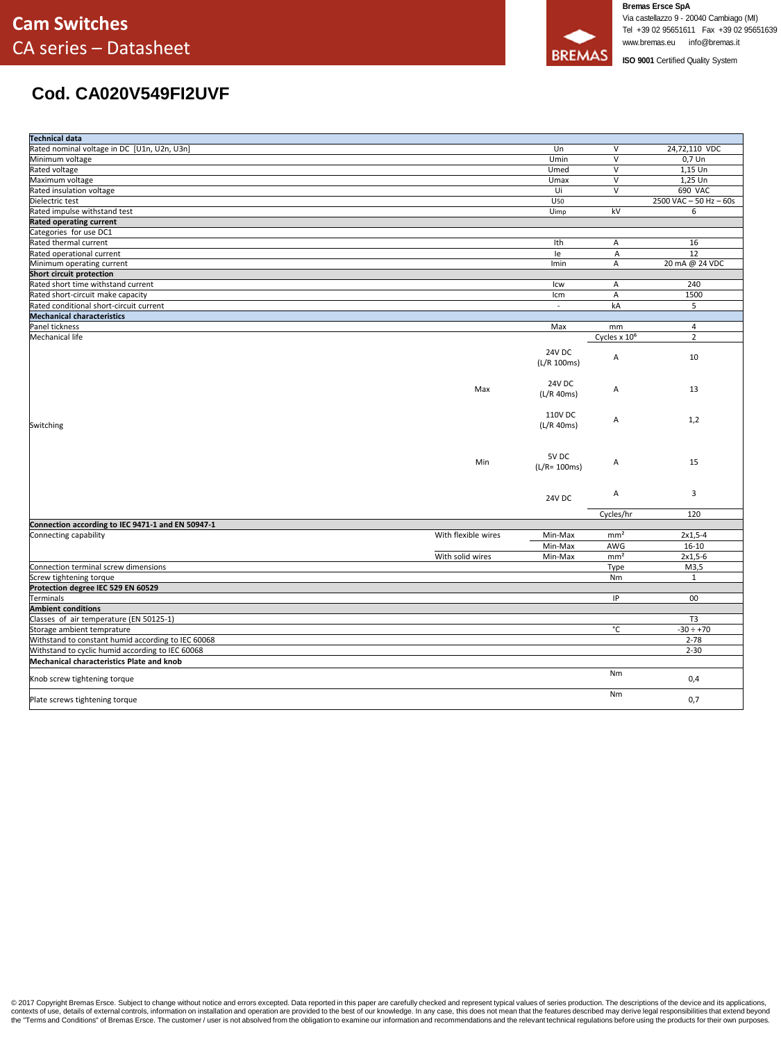# Cam Switches
CA series – Datasheet

**Bremas Ersce SpA**
Via castellazzo 9 - 20040 Cambiago (MI)
Tel +39 02 95651611 Fax +39 02 95651639
www.bremas.eu info@bremas.it

**ISO 9001** Certified Quality System

## Cod. CA020V549FI2UVF

| | | | | |
|---|---|---|---|---|
| **Technical data** | | | | |
| Rated nominal voltage in DC [U1n, U2n, U3n] | | Un | V | 24,72,110 VDC |
| Minimum voltage | | Umin | V | 0,7 Un |
| Rated voltage | | Umed | V | 1,15 Un |
| Maximum voltage | | Umax | V | 1,25 Un |
| Rated insulation voltage | | Ui | V | 690 VAC |
| Dielectric test | | U50 | | 2500 VAC – 50 Hz – 60s |
| Rated impulse withstand test | | Uimp | kV | 6 |
| **Rated operating current** | | | | |
| Categories for use DC1 | | | | |
| Rated thermal current | | Ith | A | 16 |
| Rated operational current | | Ie | A | 12 |
| Minimum operating current | | Imin | A | 20 mA @ 24 VDC |
| **Short circuit protection** | | | | |
| Rated short time withstand current | | Icw | A | 240 |
| Rated short-circuit make capacity | | Icm | A | 1500 |
| Rated conditional short-circuit current | | - | kA | 5 |
| **Mechanical characteristics** | | | | |
| Panel tickness | | Max | mm | 4 |
| Mechanical life | | | Cycles x $10^6$ | 2 |
| Switching | Max | 24V DC (L/R 100ms) | A | 10 |
| | | 24V DC (L/R 40ms) | A | 13 |
| | | 110V DC (L/R 40ms) | A | 1,2 |
| | Min | 5V DC (L/R= 100ms) | A | 15 |
| | | 24V DC | A | 3 |
| | | | Cycles/hr | 120 |
| **Connection according to IEC 9471-1 and EN 50947-1** | | | | |
| Connecting capability | With flexible wires | Min-Max | $mm^2$ | 2x1,5-4 |
| | | Min-Max | AWG | 16-10 |
| | With solid wires | Min-Max | $mm^2$ | 2x1,5-6 |
| Connection terminal screw dimensions | | | Type | M3,5 |
| Screw tightening torque | | | Nm | 1 |
| **Protection degree IEC 529 EN 60529** | | | | |
| Terminals | | | IP | 00 |
| **Ambient conditions** | | | | |
| Classes of air temperature (EN 50125-1) | | | | T3 |
| Storage ambient temprature | | | °C | -30 ÷ +70 |
| Withstand to constant humid according to IEC 60068 | | | | 2-78 |
| Withstand to cyclic humid according to IEC 60068 | | | | 2-30 |
| **Mechanical characteristics Plate and knob** | | | | |
| Knob screw tightening torque | | | Nm | 0,4 |
| Plate screws tightening torque | | | Nm | 0,7 |

© 2017 Copyright Bremas Ersce. Subject to change without notice and errors excepted. Data reported in this paper are carefully checked and represent typical values of series production. The descriptions of the device and its applications, contexts of use, details of external controls, information on installation and operation are provided to the best of our knowledge. In any case, this does not mean that the features described may derive legal responsibilities that extend beyond the "Terms and Conditions" of Bremas Ersce. The customer / user is not absolved from the obligation to examine our information and recommendations and the relevant technical regulations before using the products for their own purposes.